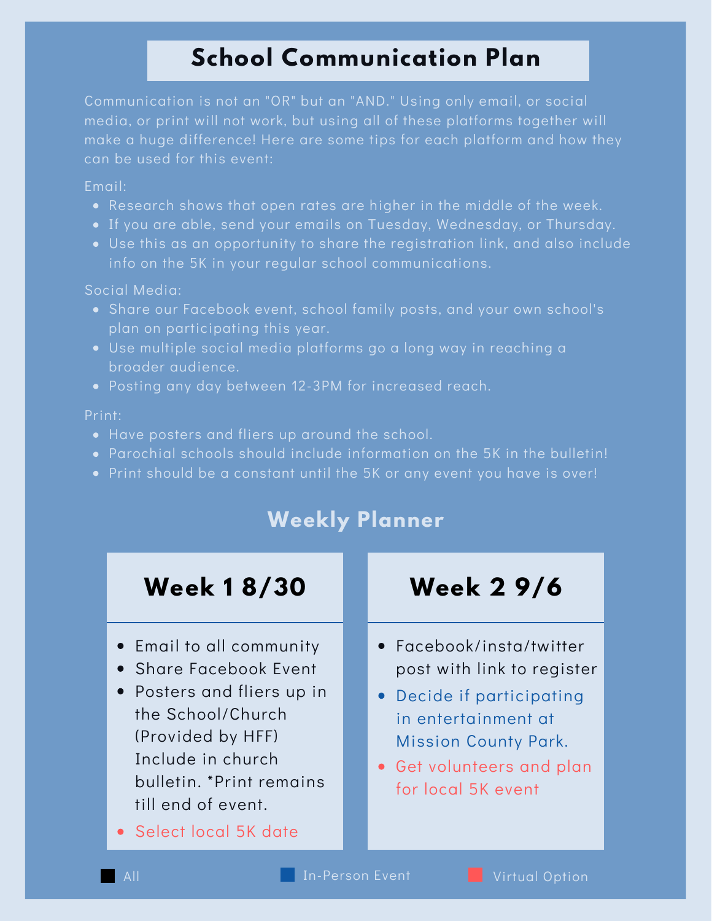# School Communication Plan

Communication is not an "OR" but an "AND." Using only email, or social media, or print will not work, but using all of these platforms together will make a huge difference! Here are some tips for each platform and how they can be used for this event:

Email:

- Research shows that open rates are higher in the middle of the week.
- If you are able, send your emails on Tuesday, Wednesday, or Thursday.
- Use this as an opportunity to share the registration link, and also include info on the 5K in your regular school communications.

Social Media:

- Share our Facebook event, school family posts, and your own school's plan on participating this year.
- Use multiple social media platforms go a long way in reaching a broader audience.
- Posting any day between 12-3PM for increased reach.

Print:

- Have posters and fliers up around the school.
- Parochial schools should include information on the 5K in the bulletin!
- Print should be a constant until the 5K or any event you have is over!

## Weekly Planner

### Week 1 8/30

- Email to all community
- Share Facebook Event
- Posters and fliers up in the School/Church (Provided by HFF) Include in church bulletin. *Print remains till end of event.
- Select local 5K date

### Week 2 9/6

- Facebook/insta/twitter post with link to register
- Decide if participating in entertainment at Mission County Park.
- Get volunteers and plan for local 5K event

All | In-Person Event | Virtual Option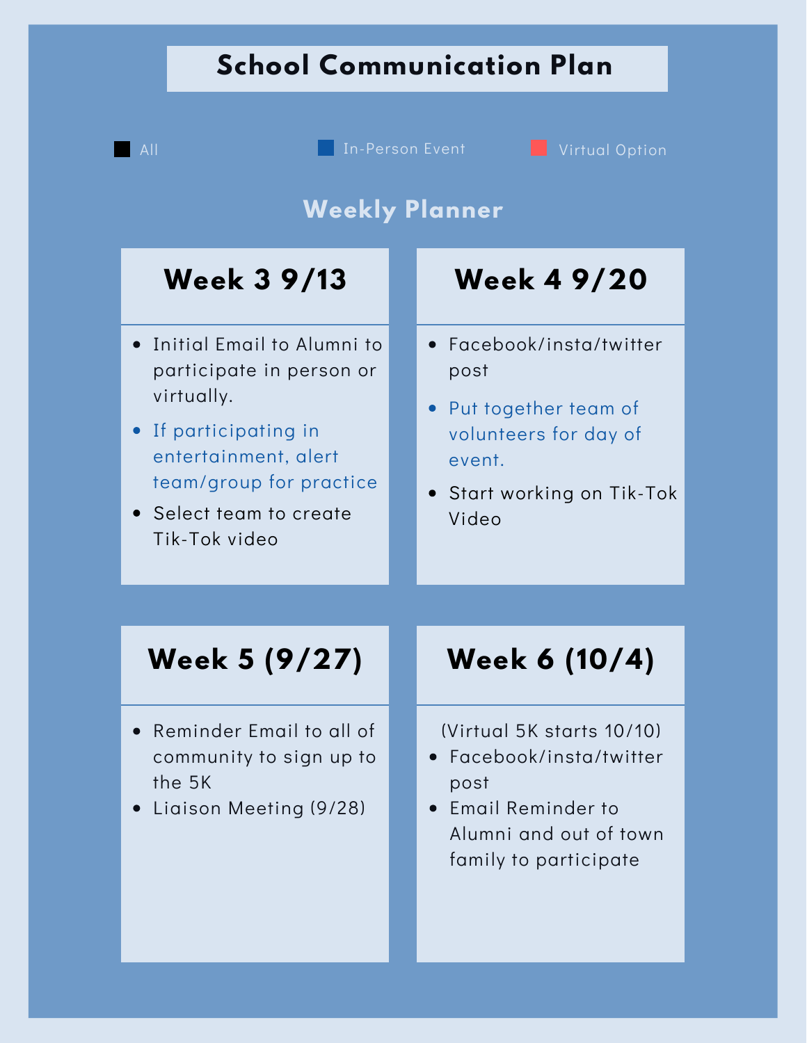# School Communication Plan

All | In-Person Event | Virtual Option

## Weekly Planner

### Week 3 9/13

- Initial Email to Alumni to participate in person or virtually.
- If participating in entertainment, alert team/group for practice
- Select team to create Tik-Tok video

### Week 4 9/20

- Facebook/insta/twitter post
- Put together team of volunteers for day of event.
- Start working on Tik-Tok Video

### Week 5 (9/27)

- Reminder Email to all of community to sign up to the 5K
- Liaison Meeting (9/28)

### Week 6 (10/4)

(Virtual 5K starts 10/10)

- Facebook/insta/twitter post
- Email Reminder to Alumni and out of town family to participate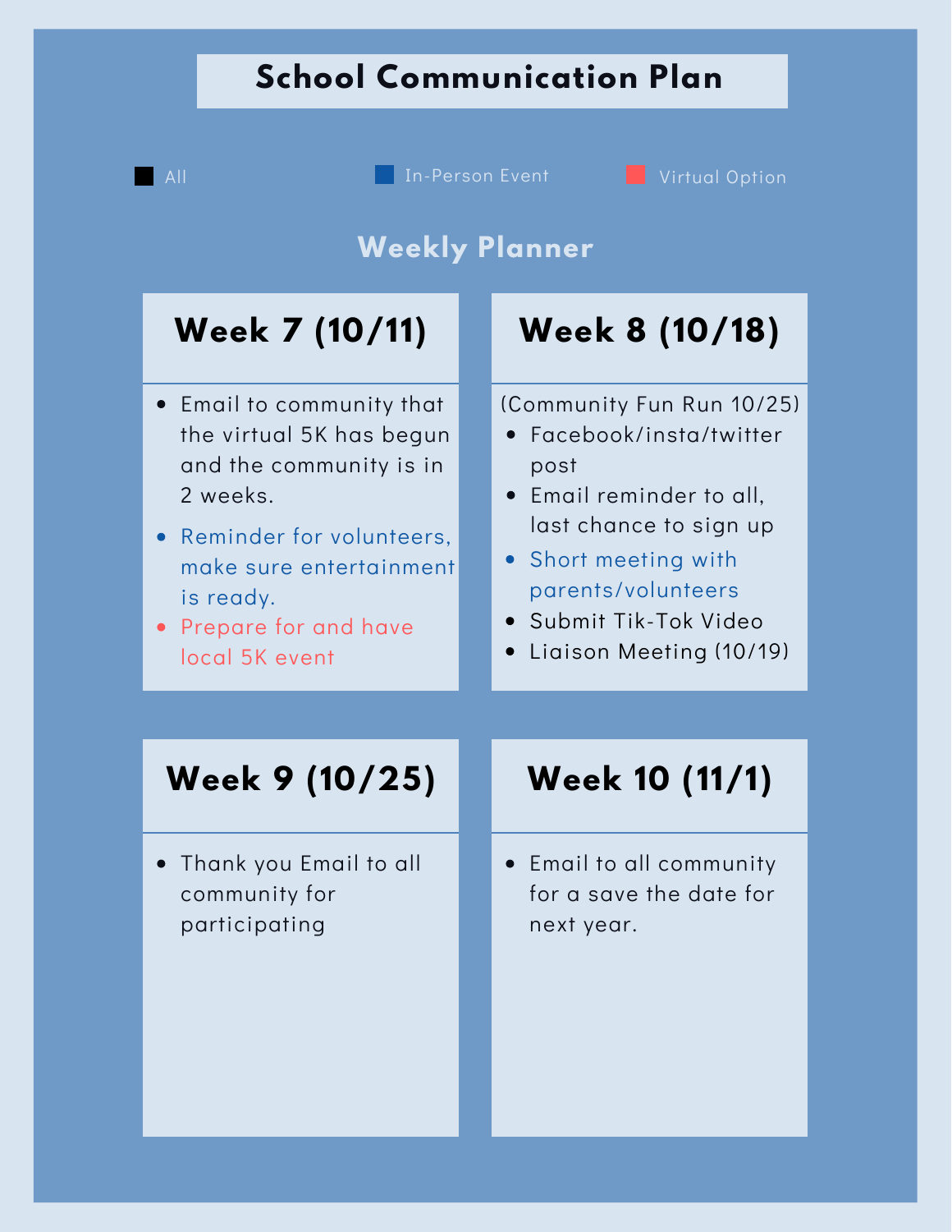# School Communication Plan

- All
- In-Person Event
- Virtual Option

## Weekly Planner

### Week 7 (10/11)

- Email to community that the virtual 5K has begun and the community is in 2 weeks.
- Reminder for volunteers, make sure entertainment is ready.
- Prepare for and have local 5K event

### Week 8 (10/18)

(Community Fun Run 10/25)

- Facebook/insta/twitter post
- Email reminder to all, last chance to sign up
- Short meeting with parents/volunteers
- Submit Tik-Tok Video
- Liaison Meeting (10/19)

### Week 9 (10/25)

- Thank you Email to all community for participating

### Week 10 (11/1)

- Email to all community for a save the date for next year.